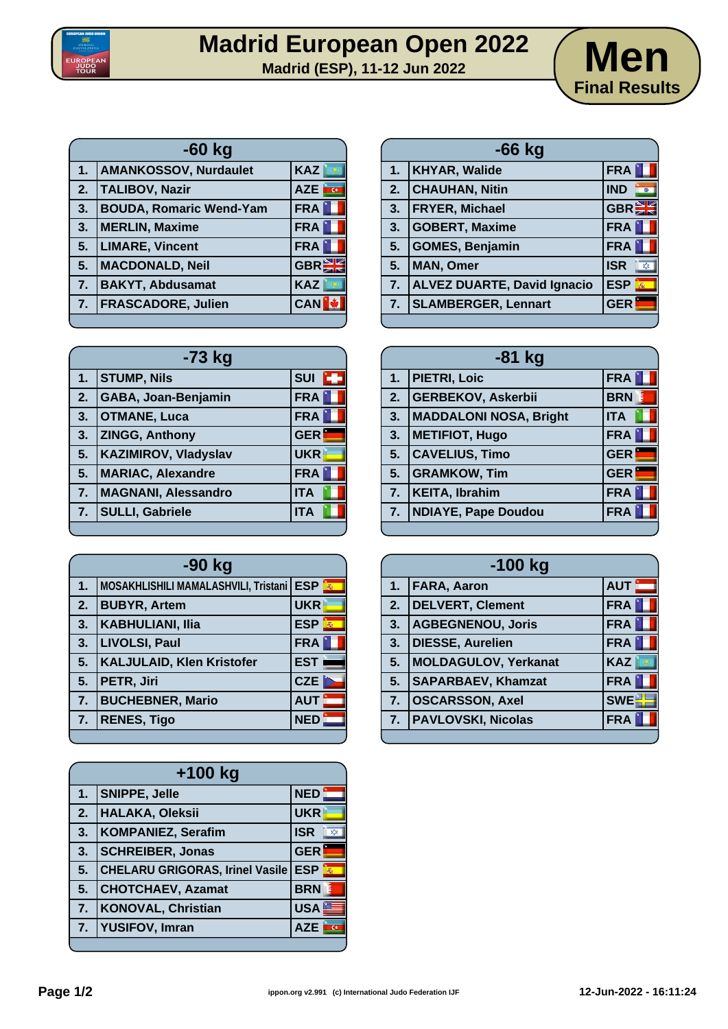# Madrid European Open 2022

**Madrid (ESP), 11-12 Jun 2022**

## Men
**Final Results**

### -60 kg

| | Name | Nation |
|---|---|---|
| 1. | AMANKOSSOV, Nurdaulet | KAZ |
| 2. | TALIBOV, Nazir | AZE |
| 3. | BOUDA, Romaric Wend-Yam | FRA |
| 3. | MERLIN, Maxime | FRA |
| 5. | LIMARE, Vincent | FRA |
| 5. | MACDONALD, Neil | GBR |
| 7. | BAKYT, Abdusamat | KAZ |
| 7. | FRASCADORE, Julien | CAN |

### -66 kg

| | Name | Nation |
|---|---|---|
| 1. | KHYAR, Walide | FRA |
| 2. | CHAUHAN, Nitin | IND |
| 3. | FRYER, Michael | GBR |
| 3. | GOBERT, Maxime | FRA |
| 5. | GOMES, Benjamin | FRA |
| 5. | MAN, Omer | ISR |
| 7. | ALVEZ DUARTE, David Ignacio | ESP |
| 7. | SLAMBERGER, Lennart | GER |

### -73 kg

| | Name | Nation |
|---|---|---|
| 1. | STUMP, Nils | SUI |
| 2. | GABA, Joan-Benjamin | FRA |
| 3. | OTMANE, Luca | FRA |
| 3. | ZINGG, Anthony | GER |
| 5. | KAZIMIROV, Vladyslav | UKR |
| 5. | MARIAC, Alexandre | FRA |
| 7. | MAGNANI, Alessandro | ITA |
| 7. | SULLI, Gabriele | ITA |

### -81 kg

| | Name | Nation |
|---|---|---|
| 1. | PIETRI, Loic | FRA |
| 2. | GERBEKOV, Askerbii | BRN |
| 3. | MADDALONI NOSA, Bright | ITA |
| 3. | METIFIOT, Hugo | FRA |
| 5. | CAVELIUS, Timo | GER |
| 5. | GRAMKOW, Tim | GER |
| 7. | KEITA, Ibrahim | FRA |
| 7. | NDIAYE, Pape Doudou | FRA |

### -90 kg

| | Name | Nation |
|---|---|---|
| 1. | MOSAKHLISHILI MAMALASHVILI, Tristani | ESP |
| 2. | BUBYR, Artem | UKR |
| 3. | KABHULIANI, Ilia | ESP |
| 3. | LIVOLSI, Paul | FRA |
| 5. | KALJULAID, Klen Kristofer | EST |
| 5. | PETR, Jiri | CZE |
| 7. | BUCHEBNER, Mario | AUT |
| 7. | RENES, Tigo | NED |

### -100 kg

| | Name | Nation |
|---|---|---|
| 1. | FARA, Aaron | AUT |
| 2. | DELVERT, Clement | FRA |
| 3. | AGBEGNENOU, Joris | FRA |
| 3. | DIESSE, Aurelien | FRA |
| 5. | MOLDAGULOV, Yerkanat | KAZ |
| 5. | SAPARBAEV, Khamzat | FRA |
| 7. | OSCARSSON, Axel | SWE |
| 7. | PAVLOVSKI, Nicolas | FRA |

### +100 kg

| | Name | Nation |
|---|---|---|
| 1. | SNIPPE, Jelle | NED |
| 2. | HALAKA, Oleksii | UKR |
| 3. | KOMPANIEZ, Serafim | ISR |
| 3. | SCHREIBER, Jonas | GER |
| 5. | CHELARU GRIGORAS, Irinel Vasile | ESP |
| 5. | CHOTCHAEV, Azamat | BRN |
| 7. | KONOVAL, Christian | USA |
| 7. | YUSIFOV, Imran | AZE |

ippon.org v2.991 (c) International Judo Federation IJF

12-Jun-2022 - 16:11:24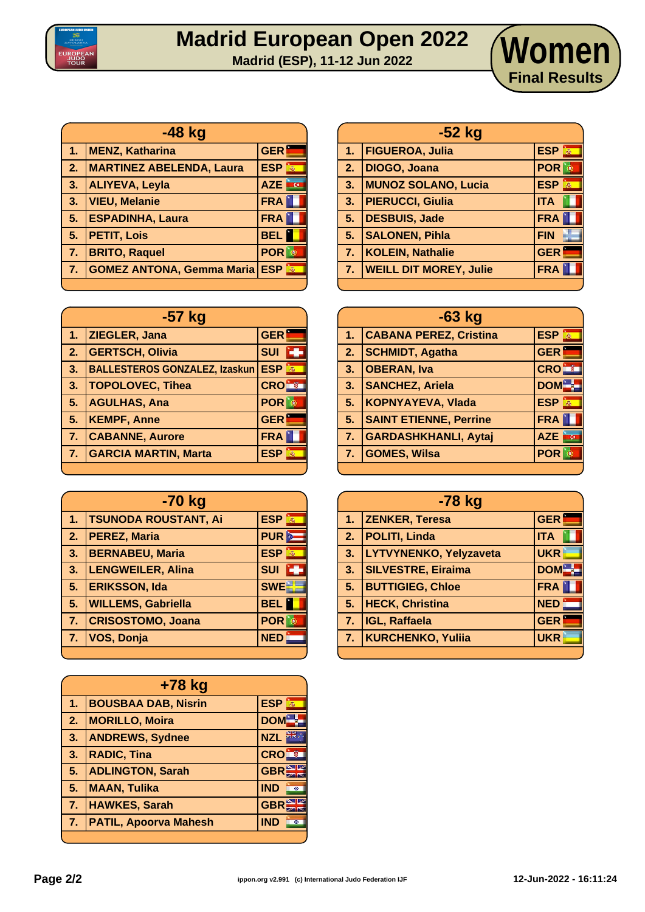# Madrid European Open 2022

**Madrid (ESP), 11-12 Jun 2022**

## Women
**Final Results**

### -48 kg

| | | |
|---|---|---|
| 1. | MENZ, Katharina | GER |
| 2. | MARTINEZ ABELENDA, Laura | ESP |
| 3. | ALIYEVA, Leyla | AZE |
| 3. | VIEU, Melanie | FRA |
| 5. | ESPADINHA, Laura | FRA |
| 5. | PETIT, Lois | BEL |
| 7. | BRITO, Raquel | POR |
| 7. | GOMEZ ANTONA, Gemma Maria | ESP |

### -52 kg

| | | |
|---|---|---|
| 1. | FIGUEROA, Julia | ESP |
| 2. | DIOGO, Joana | POR |
| 3. | MUNOZ SOLANO, Lucia | ESP |
| 3. | PIERUCCI, Giulia | ITA |
| 5. | DESBUIS, Jade | FRA |
| 5. | SALONEN, Pihla | FIN |
| 7. | KOLEIN, Nathalie | GER |
| 7. | WEILL DIT MOREY, Julie | FRA |

### -57 kg

| | | |
|---|---|---|
| 1. | ZIEGLER, Jana | GER |
| 2. | GERTSCH, Olivia | SUI |
| 3. | BALLESTEROS GONZALEZ, Izaskun | ESP |
| 3. | TOPOLOVEC, Tihea | CRO |
| 5. | AGULHAS, Ana | POR |
| 5. | KEMPF, Anne | GER |
| 7. | CABANNE, Aurore | FRA |
| 7. | GARCIA MARTIN, Marta | ESP |

### -63 kg

| | | |
|---|---|---|
| 1. | CABANA PEREZ, Cristina | ESP |
| 2. | SCHMIDT, Agatha | GER |
| 3. | OBERAN, Iva | CRO |
| 3. | SANCHEZ, Ariela | DOM |
| 5. | KOPNYAYEVA, Vlada | ESP |
| 5. | SAINT ETIENNE, Perrine | FRA |
| 7. | GARDASHKHANLI, Aytaj | AZE |
| 7. | GOMES, Wilsa | POR |

### -70 kg

| | | |
|---|---|---|
| 1. | TSUNODA ROUSTANT, Ai | ESP |
| 2. | PEREZ, Maria | PUR |
| 3. | BERNABEU, Maria | ESP |
| 3. | LENGWEILER, Alina | SUI |
| 5. | ERIKSSON, Ida | SWE |
| 5. | WILLEMS, Gabriella | BEL |
| 7. | CRISOSTOMO, Joana | POR |
| 7. | VOS, Donja | NED |

### -78 kg

| | | |
|---|---|---|
| 1. | ZENKER, Teresa | GER |
| 2. | POLITI, Linda | ITA |
| 3. | LYTVYNENKO, Yelyzaveta | UKR |
| 3. | SILVESTRE, Eiraima | DOM |
| 5. | BUTTIGIEG, Chloe | FRA |
| 5. | HECK, Christina | NED |
| 7. | IGL, Raffaela | GER |
| 7. | KURCHENKO, Yuliia | UKR |

### +78 kg

| | | |
|---|---|---|
| 1. | BOUSBAA DAB, Nisrin | ESP |
| 2. | MORILLO, Moira | DOM |
| 3. | ANDREWS, Sydnee | NZL |
| 3. | RADIC, Tina | CRO |
| 5. | ADLINGTON, Sarah | GBR |
| 5. | MAAN, Tulika | IND |
| 7. | HAWKES, Sarah | GBR |
| 7. | PATIL, Apoorva Mahesh | IND |

ippon.org v2.991 (c) International Judo Federation IJF

12-Jun-2022 - 16:11:24